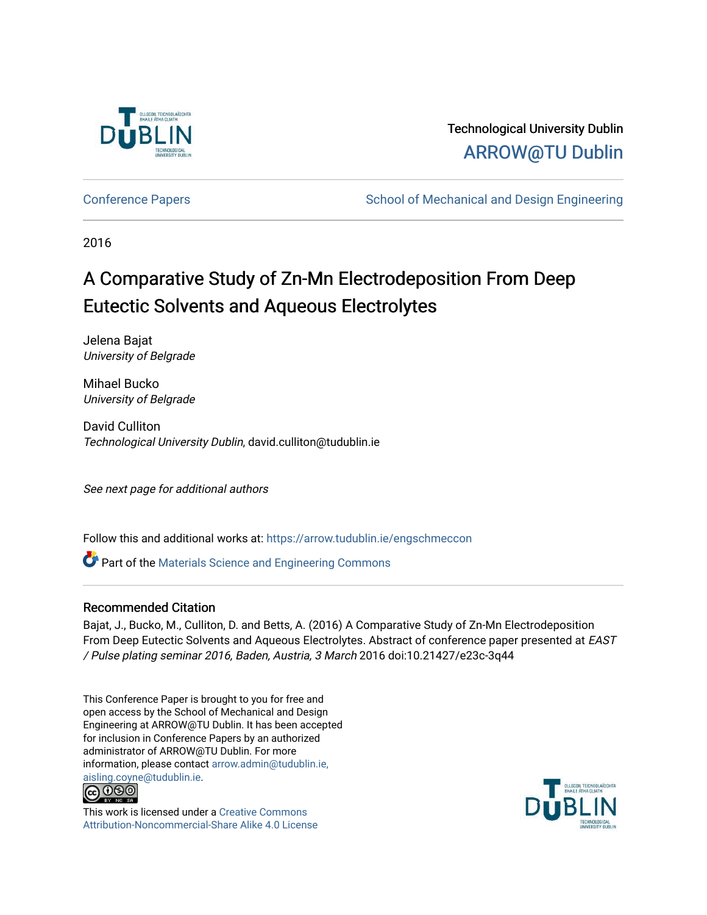Technological University Dublin

ARROW@TU Dublin

Conference Papers | School of Mechanical and Design Engineering

2016

# A Comparative Study of Zn-Mn Electrodeposition From Deep Eutectic Solvents and Aqueous Electrolytes

Jelena Bajat
*University of Belgrade*

Mihael Bucko
*University of Belgrade*

David Culliton
*Technological University Dublin*, david.culliton@tudublin.ie

*See next page for additional authors*

Follow this and additional works at: https://arrow.tudublin.ie/engschmeccon

Part of the Materials Science and Engineering Commons

## Recommended Citation

Bajat, J., Bucko, M., Culliton, D. and Betts, A. (2016) A Comparative Study of Zn-Mn Electrodeposition From Deep Eutectic Solvents and Aqueous Electrolytes. Abstract of conference paper presented at *EAST / Pulse plating seminar 2016, Baden, Austria, 3 March* 2016 doi:10.21427/e23c-3q44

This Conference Paper is brought to you for free and open access by the School of Mechanical and Design Engineering at ARROW@TU Dublin. It has been accepted for inclusion in Conference Papers by an authorized administrator of ARROW@TU Dublin. For more information, please contact arrow.admin@tudublin.ie, aisling.coyne@tudublin.ie.

This work is licensed under a Creative Commons Attribution-Noncommercial-Share Alike 4.0 License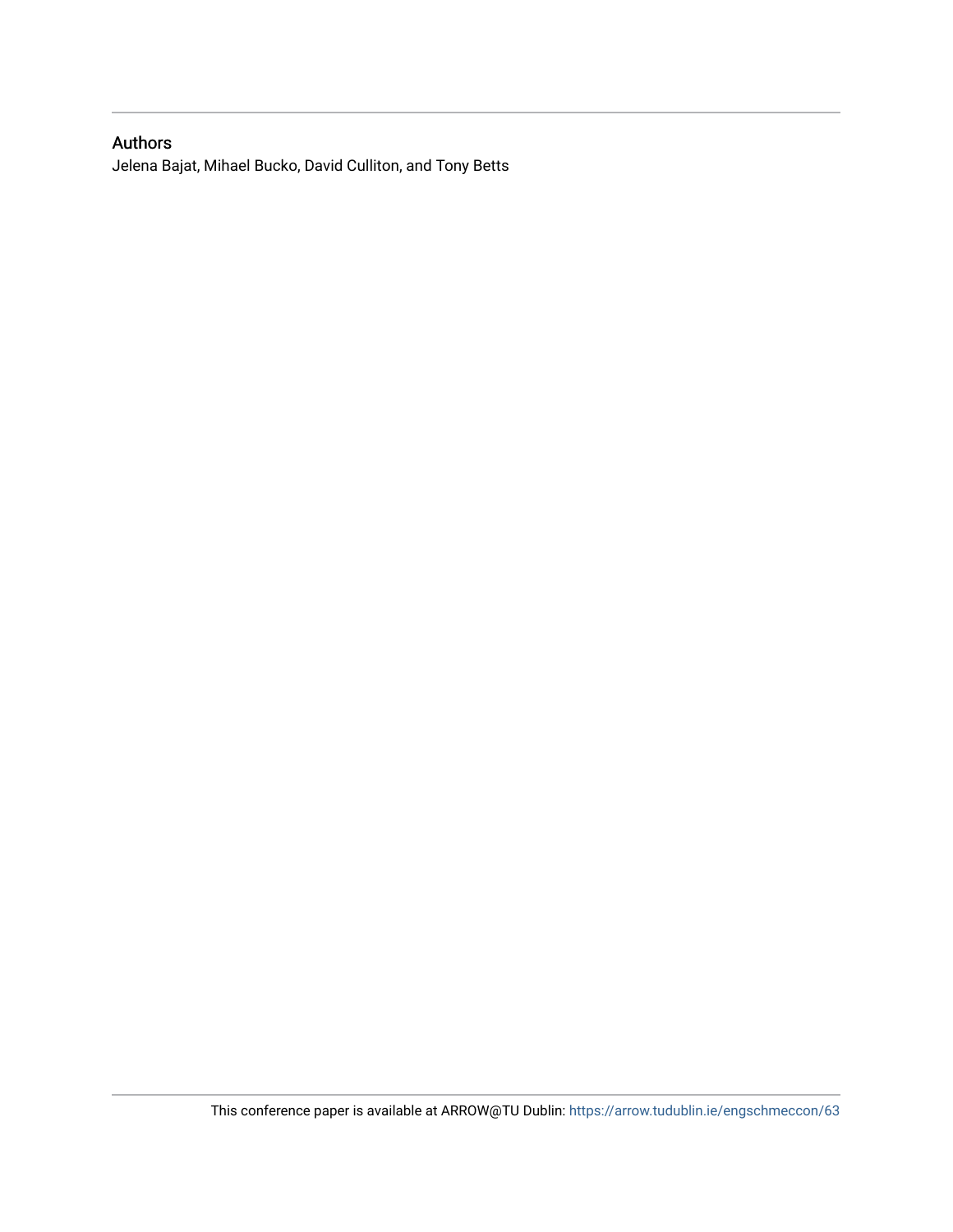## Authors

Jelena Bajat, Mihael Bucko, David Culliton, and Tony Betts

This conference paper is available at ARROW@TU Dublin: https://arrow.tudublin.ie/engschmeccon/63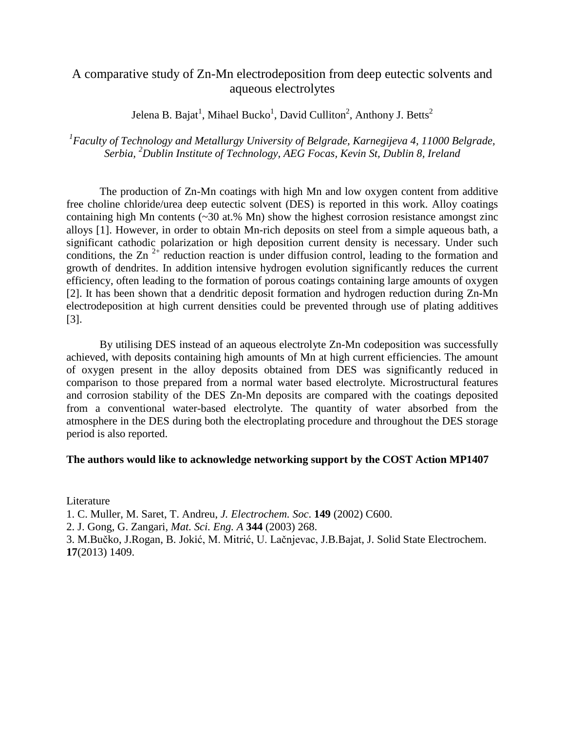# A comparative study of Zn-Mn electrodeposition from deep eutectic solvents and aqueous electrolytes

Jelena B. Bajat[1], Mihael Bucko[1], David Culliton[2], Anthony J. Betts[2]

*[1]Faculty of Technology and Metallurgy University of Belgrade, Karnegijeva 4, 11000 Belgrade, Serbia, [2]Dublin Institute of Technology, AEG Focas, Kevin St, Dublin 8, Ireland*

The production of Zn-Mn coatings with high Mn and low oxygen content from additive free choline chloride/urea deep eutectic solvent (DES) is reported in this work. Alloy coatings containing high Mn contents (~30 at.% Mn) show the highest corrosion resistance amongst zinc alloys [1]. However, in order to obtain Mn-rich deposits on steel from a simple aqueous bath, a significant cathodic polarization or high deposition current density is necessary. Under such conditions, the $Zn^{2+}$ reduction reaction is under diffusion control, leading to the formation and growth of dendrites. In addition intensive hydrogen evolution significantly reduces the current efficiency, often leading to the formation of porous coatings containing large amounts of oxygen [2]. It has been shown that a dendritic deposit formation and hydrogen reduction during Zn-Mn electrodeposition at high current densities could be prevented through use of plating additives [3].

By utilising DES instead of an aqueous electrolyte Zn-Mn codeposition was successfully achieved, with deposits containing high amounts of Mn at high current efficiencies. The amount of oxygen present in the alloy deposits obtained from DES was significantly reduced in comparison to those prepared from a normal water based electrolyte. Microstructural features and corrosion stability of the DES Zn-Mn deposits are compared with the coatings deposited from a conventional water-based electrolyte. The quantity of water absorbed from the atmosphere in the DES during both the electroplating procedure and throughout the DES storage period is also reported.

**The authors would like to acknowledge networking support by the COST Action MP1407**

Literature

1. C. Muller, M. Saret, T. Andreu, *J. Electrochem. Soc*. **149** (2002) C600.
2. J. Gong, G. Zangari, *Mat. Sci. Eng. A* **344** (2003) 268.
3. M.Bučko, J.Rogan, B. Jokić, M. Mitrić, U. Lačnjevac, J.B.Bajat, J. Solid State Electrochem. **17**(2013) 1409.